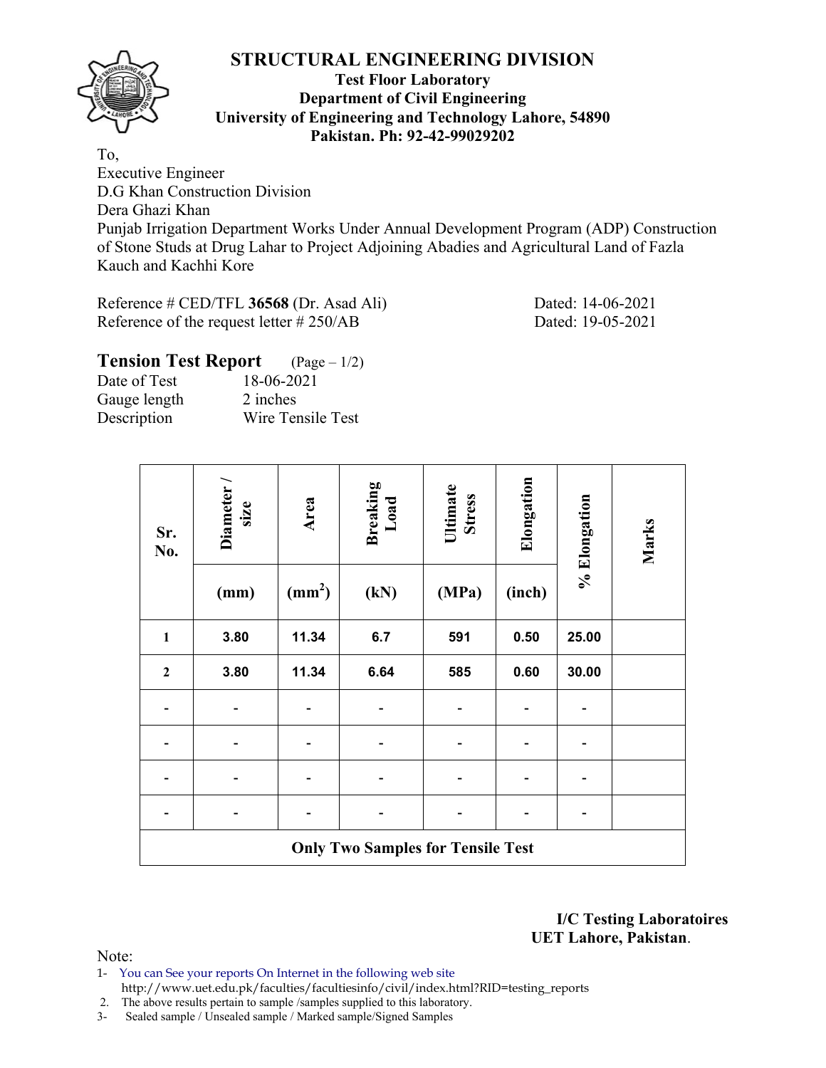# STRUCTURAL ENGINEERING DIVISION

**Test Floor Laboratory**
**Department of Civil Engineering**
**University of Engineering and Technology Lahore, 54890**
**Pakistan. Ph: 92-42-99029202**

To,
Executive Engineer
D.G Khan Construction Division
Dera Ghazi Khan
Punjab Irrigation Department Works Under Annual Development Program (ADP) Construction of Stone Studs at Drug Lahar to Project Adjoining Abadies and Agricultural Land of Fazla Kauch and Kachhi Kore

Reference # CED/TFL **36568** (Dr. Asad Ali) Dated: 14-06-2021
Reference of the request letter # 250/AB Dated: 19-05-2021

## Tension Test Report (Page – 1/2)

Date of Test 18-06-2021
Gauge length 2 inches
Description Wire Tensile Test

| Sr. No. | Diameter / size | Area | Breaking Load | Ultimate Stress | Elongation | % Elongation | Marks |
|---|---|---|---|---|---|---|---|
| | (mm) | ($mm^2$) | (kN) | (MPa) | (inch) | | |
| 1 | 3.80 | 11.34 | 6.7 | 591 | 0.50 | 25.00 | |
| 2 | 3.80 | 11.34 | 6.64 | 585 | 0.60 | 30.00 | |
| - | - | - | - | - | - | - | |
| - | - | - | - | - | - | - | |
| - | - | - | - | - | - | - | |
| - | - | - | - | - | - | - | |
| **Only Two Samples for Tensile Test** | | | | | | | |

**I/C Testing Laboratoires**
**UET Lahore, Pakistan**.

Note:
1- You can See your reports On Internet in the following web site
http://www.uet.edu.pk/faculties/facultiesinfo/civil/index.html?RID=testing_reports
2. The above results pertain to sample /samples supplied to this laboratory.
3- Sealed sample / Unsealed sample / Marked sample/Signed Samples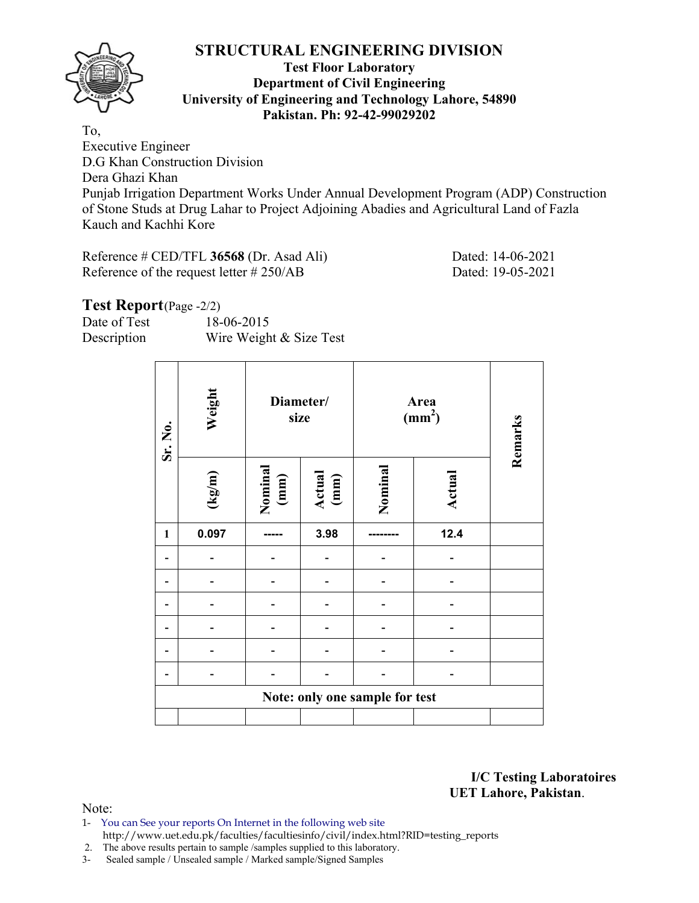# STRUCTURAL ENGINEERING DIVISION

**Test Floor Laboratory**
**Department of Civil Engineering**
**University of Engineering and Technology Lahore, 54890**
**Pakistan. Ph: 92-42-99029202**

To,
Executive Engineer
D.G Khan Construction Division
Dera Ghazi Khan
Punjab Irrigation Department Works Under Annual Development Program (ADP) Construction of Stone Studs at Drug Lahar to Project Adjoining Abadies and Agricultural Land of Fazla Kauch and Kachhi Kore

Reference # CED/TFL **36568** (Dr. Asad Ali) Dated: 14-06-2021
Reference of the request letter # 250/AB Dated: 19-05-2021

## Test Report(Page -2/2)

Date of Test 18-06-2015
Description Wire Weight & Size Test

| Sr. No. | Weight | Diameter/ size | | Area ($mm^2$) | | Remarks |
|---|---|---|---|---|---|---|
| | (kg/m) | Nominal (mm) | Actual (mm) | Nominal | Actual | |
| 1 | 0.097 | ----- | 3.98 | -------- | 12.4 | |
| - | - | - | - | - | - | |
| - | - | - | - | - | - | |
| - | - | - | - | - | - | |
| - | - | - | - | - | - | |
| - | - | - | - | - | - | |
| - | - | - | - | - | - | |
| **Note: only one sample for test** | | | | | | |
| | | | | | | |

**I/C Testing Laboratoires**
**UET Lahore, Pakistan**.

Note:
1- You can See your reports On Internet in the following web site
http://www.uet.edu.pk/faculties/facultiesinfo/civil/index.html?RID=testing_reports
2. The above results pertain to sample /samples supplied to this laboratory.
3- Sealed sample / Unsealed sample / Marked sample/Signed Samples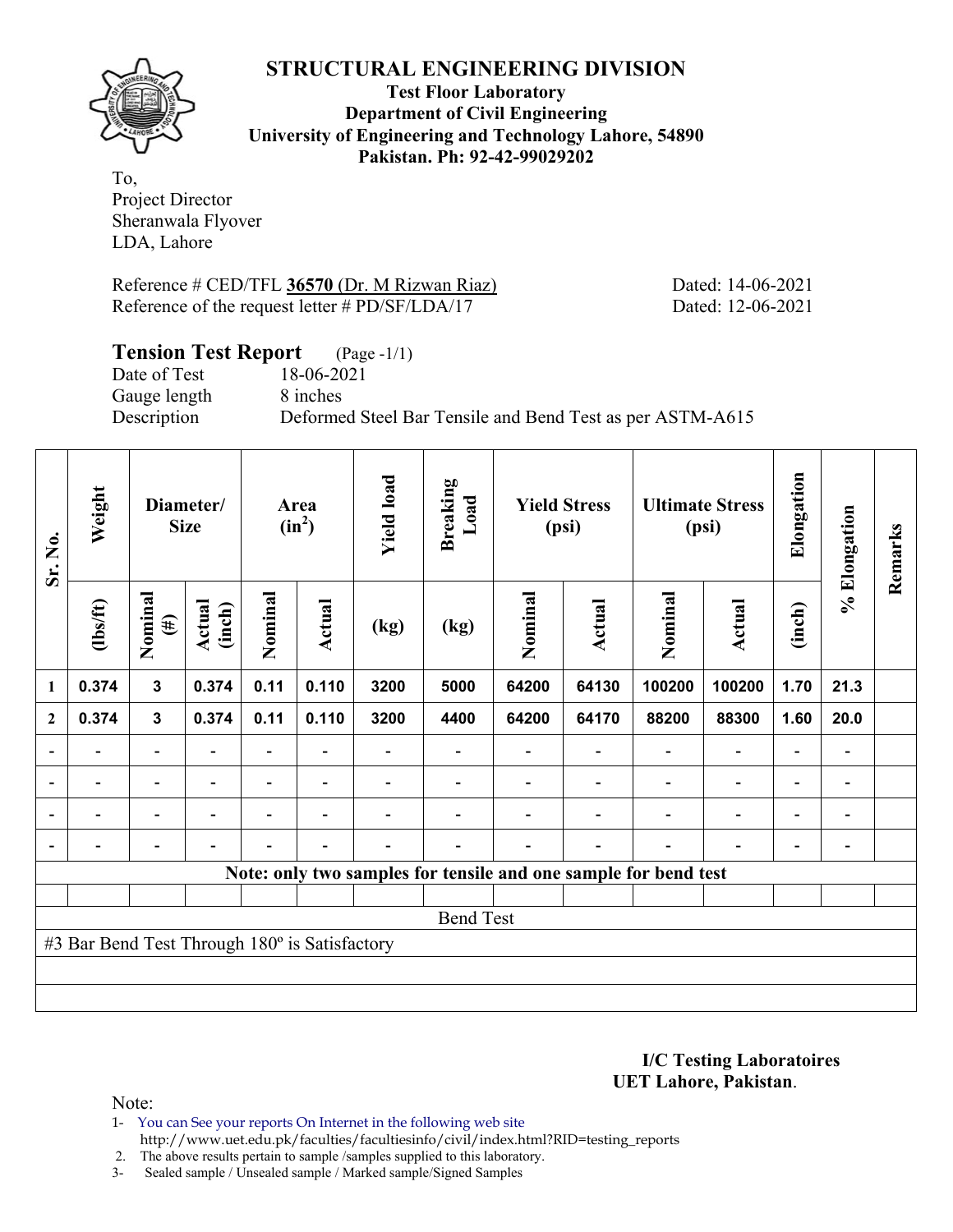# STRUCTURAL ENGINEERING DIVISION

**Test Floor Laboratory**
**Department of Civil Engineering**
**University of Engineering and Technology Lahore, 54890**
**Pakistan. Ph: 92-42-99029202**

To,
Project Director
Sheranwala Flyover
LDA, Lahore

Reference # CED/TFL **36570** (Dr. M Rizwan Riaz) Dated: 14-06-2021
Reference of the request letter # PD/SF/LDA/17 Dated: 12-06-2021

## Tension Test Report (Page -1/1)

Date of Test 18-06-2021
Gauge length 8 inches
Description Deformed Steel Bar Tensile and Bend Test as per ASTM-A615

| Sr. No. | Weight | Diameter/ Size | | Area (in$^2$) | | Yield load | Breaking Load | Yield Stress (psi) | | Ultimate Stress (psi) | | Elongation | % Elongation | Remarks |
|---|---|---|---|---|---|---|---|---|---|---|---|---|---|---|
| | (lbs/ft) | Nominal (#) | Actual (inch) | Nominal | Actual | (kg) | (kg) | Nominal | Actual | Nominal | Actual | (inch) | | |
| 1 | 0.374 | 3 | 0.374 | 0.11 | 0.110 | 3200 | 5000 | 64200 | 64130 | 100200 | 100200 | 1.70 | 21.3 | |
| 2 | 0.374 | 3 | 0.374 | 0.11 | 0.110 | 3200 | 4400 | 64200 | 64170 | 88200 | 88300 | 1.60 | 20.0 | |
| - | - | - | - | - | - | - | - | - | - | - | - | - | - | |
| - | - | - | - | - | - | - | - | - | - | - | - | - | - | |
| - | - | - | - | - | - | - | - | - | - | - | - | - | - | |
| - | - | - | - | - | - | - | - | - | - | - | - | - | - | |
| Note: only two samples for tensile and one sample for bend test | | | | | | | | | | | | | | |
| Bend Test | | | | | | | | | | | | | | |
| #3 Bar Bend Test Through 180º is Satisfactory | | | | | | | | | | | | | | |

**I/C Testing Laboratoires**
**UET Lahore, Pakistan**.

Note:
1- You can See your reports On Internet in the following web site
http://www.uet.edu.pk/faculties/facultiesinfo/civil/index.html?RID=testing_reports
2. The above results pertain to sample /samples supplied to this laboratory.
3- Sealed sample / Unsealed sample / Marked sample/Signed Samples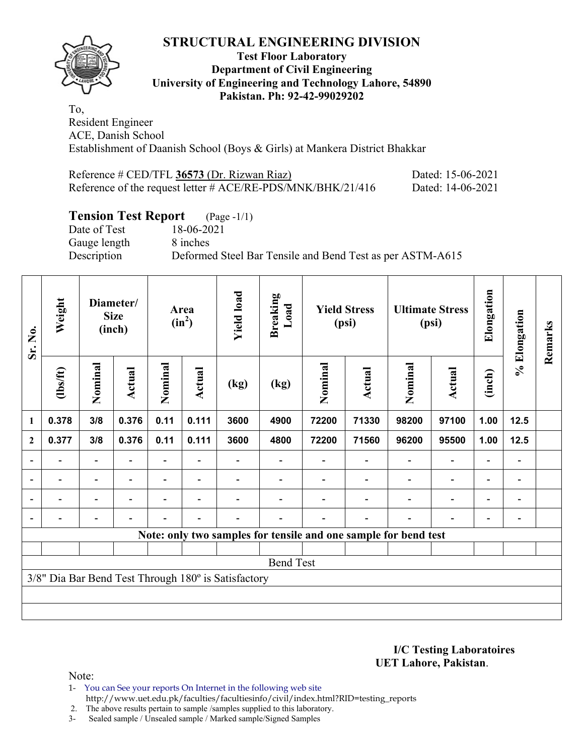# STRUCTURAL ENGINEERING DIVISION

**Test Floor Laboratory**
**Department of Civil Engineering**
**University of Engineering and Technology Lahore, 54890**
**Pakistan. Ph: 92-42-99029202**

To,
Resident Engineer
ACE, Danish School
Establishment of Daanish School (Boys & Girls) at Mankera District Bhakkar

Reference # CED/TFL **36573** (Dr. Rizwan Riaz) Dated: 15-06-2021
Reference of the request letter # ACE/RE-PDS/MNK/BHK/21/416 Dated: 14-06-2021

## Tension Test Report (Page -1/1)

Date of Test 18-06-2021
Gauge length 8 inches
Description Deformed Steel Bar Tensile and Bend Test as per ASTM-A615

| Sr. No. | Weight | Diameter/ Size (inch) | | Area ($in^2$) | | Yield load | Breaking Load | Yield Stress (psi) | | Ultimate Stress (psi) | | Elongation | % Elongation | Remarks |
|---|---|---|---|---|---|---|---|---|---|---|---|---|---|---|
| | (lbs/ft) | Nominal | Actual | Nominal | Actual | (kg) | (kg) | Nominal | Actual | Nominal | Actual | (inch) | | |
| 1 | 0.378 | 3/8 | 0.376 | 0.11 | 0.111 | 3600 | 4900 | 72200 | 71330 | 98200 | 97100 | 1.00 | 12.5 | |
| 2 | 0.377 | 3/8 | 0.376 | 0.11 | 0.111 | 3600 | 4800 | 72200 | 71560 | 96200 | 95500 | 1.00 | 12.5 | |
| - | - | - | - | - | - | - | - | - | - | - | - | - | - | |
| - | - | - | - | - | - | - | - | - | - | - | - | - | - | |
| - | - | - | - | - | - | - | - | - | - | - | - | - | - | |
| - | - | - | - | - | - | - | - | - | - | - | - | - | - | |

**Note: only two samples for tensile and one sample for bend test**

Bend Test

3/8" Dia Bar Bend Test Through 180º is Satisfactory

**I/C Testing Laboratoires**
**UET Lahore, Pakistan**.

Note:
1- You can See your reports On Internet in the following web site
http://www.uet.edu.pk/faculties/facultiesinfo/civil/index.html?RID=testing_reports
2. The above results pertain to sample /samples supplied to this laboratory.
3- Sealed sample / Unsealed sample / Marked sample/Signed Samples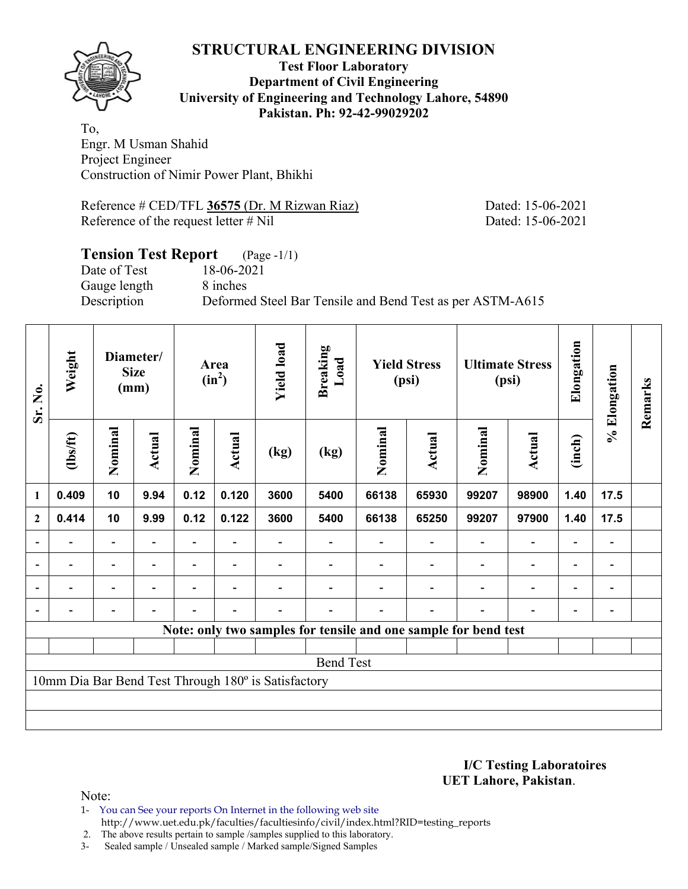# STRUCTURAL ENGINEERING DIVISION

**Test Floor Laboratory**
**Department of Civil Engineering**
**University of Engineering and Technology Lahore, 54890**
**Pakistan. Ph: 92-42-99029202**

To,
Engr. M Usman Shahid
Project Engineer
Construction of Nimir Power Plant, Bhikhi

Reference # CED/TFL **36575** (Dr. M Rizwan Riaz) Dated: 15-06-2021
Reference of the request letter # Nil Dated: 15-06-2021

## Tension Test Report (Page -1/1)

Date of Test 18-06-2021
Gauge length 8 inches
Description Deformed Steel Bar Tensile and Bend Test as per ASTM-A615

| Sr. No. | Weight | Diameter/ Size (mm) | | Area ($in^2$) | | Yield load | Breaking Load | Yield Stress (psi) | | Ultimate Stress (psi) | | Elongation | % Elongation | Remarks |
|---|---|---|---|---|---|---|---|---|---|---|---|---|---|---|
| | (lbs/ft) | Nominal | Actual | Nominal | Actual | (kg) | (kg) | Nominal | Actual | Nominal | Actual | (inch) | | |
| 1 | 0.409 | 10 | 9.94 | 0.12 | 0.120 | 3600 | 5400 | 66138 | 65930 | 99207 | 98900 | 1.40 | 17.5 | |
| 2 | 0.414 | 10 | 9.99 | 0.12 | 0.122 | 3600 | 5400 | 66138 | 65250 | 99207 | 97900 | 1.40 | 17.5 | |
| - | - | - | - | - | - | - | - | - | - | - | - | - | - | |
| - | - | - | - | - | - | - | - | - | - | - | - | - | - | |
| - | - | - | - | - | - | - | - | - | - | - | - | - | - | |
| - | - | - | - | - | - | - | - | - | - | - | - | - | - | |

**Note: only two samples for tensile and one sample for bend test**

Bend Test

10mm Dia Bar Bend Test Through 180º is Satisfactory

**I/C Testing Laboratoires**
**UET Lahore, Pakistan**.

Note:

1- You can See your reports On Internet in the following web site
http://www.uet.edu.pk/faculties/facultiesinfo/civil/index.html?RID=testing_reports
2. The above results pertain to sample /samples supplied to this laboratory.
3- Sealed sample / Unsealed sample / Marked sample/Signed Samples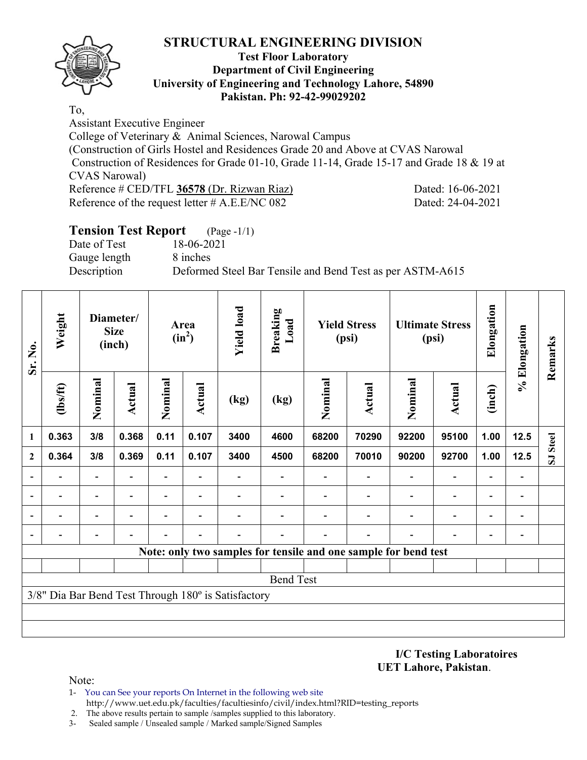# STRUCTURAL ENGINEERING DIVISION

**Test Floor Laboratory**
**Department of Civil Engineering**
**University of Engineering and Technology Lahore, 54890**
**Pakistan. Ph: 92-42-99029202**

To,
Assistant Executive Engineer
College of Veterinary & Animal Sciences, Narowal Campus
(Construction of Girls Hostel and Residences Grade 20 and Above at CVAS Narowal
Construction of Residences for Grade 01-10, Grade 11-14, Grade 15-17 and Grade 18 & 19 at CVAS Narowal)
Reference # CED/TFL **36578** (Dr. Rizwan Riaz) Dated: 16-06-2021
Reference of the request letter # A.E.E/NC 082 Dated: 24-04-2021

## Tension Test Report (Page -1/1)

Date of Test 18-06-2021
Gauge length 8 inches
Description Deformed Steel Bar Tensile and Bend Test as per ASTM-A615

| Sr. No. | Weight | Diameter/ Size (inch) | | Area ($in^2$) | | Yield load | Breaking Load | Yield Stress (psi) | | Ultimate Stress (psi) | | Elongation | % Elongation | Remarks |
|---|---|---|---|---|---|---|---|---|---|---|---|---|---|---|
| | (lbs/ft) | Nominal | Actual | Nominal | Actual | (kg) | (kg) | Nominal | Actual | Nominal | Actual | (inch) | | |
| 1 | 0.363 | 3/8 | 0.368 | 0.11 | 0.107 | 3400 | 4600 | 68200 | 70290 | 92200 | 95100 | 1.00 | 12.5 | SJ Steel |
| 2 | 0.364 | 3/8 | 0.369 | 0.11 | 0.107 | 3400 | 4500 | 68200 | 70010 | 90200 | 92700 | 1.00 | 12.5 | |
| - | - | - | - | - | - | - | - | - | - | - | - | - | - | |
| - | - | - | - | - | - | - | - | - | - | - | - | - | - | |
| - | - | - | - | - | - | - | - | - | - | - | - | - | - | |
| - | - | - | - | - | - | - | - | - | - | - | - | - | - | |
| **Note: only two samples for tensile and one sample for bend test** | | | | | | | | | | | | | | |
| Bend Test | | | | | | | | | | | | | | |
| 3/8" Dia Bar Bend Test Through 180º is Satisfactory | | | | | | | | | | | | | | |

**I/C Testing Laboratoires**
**UET Lahore, Pakistan**.

Note:
1- You can See your reports On Internet in the following web site
http://www.uet.edu.pk/faculties/facultiesinfo/civil/index.html?RID=testing_reports
2. The above results pertain to sample /samples supplied to this laboratory.
3- Sealed sample / Unsealed sample / Marked sample/Signed Samples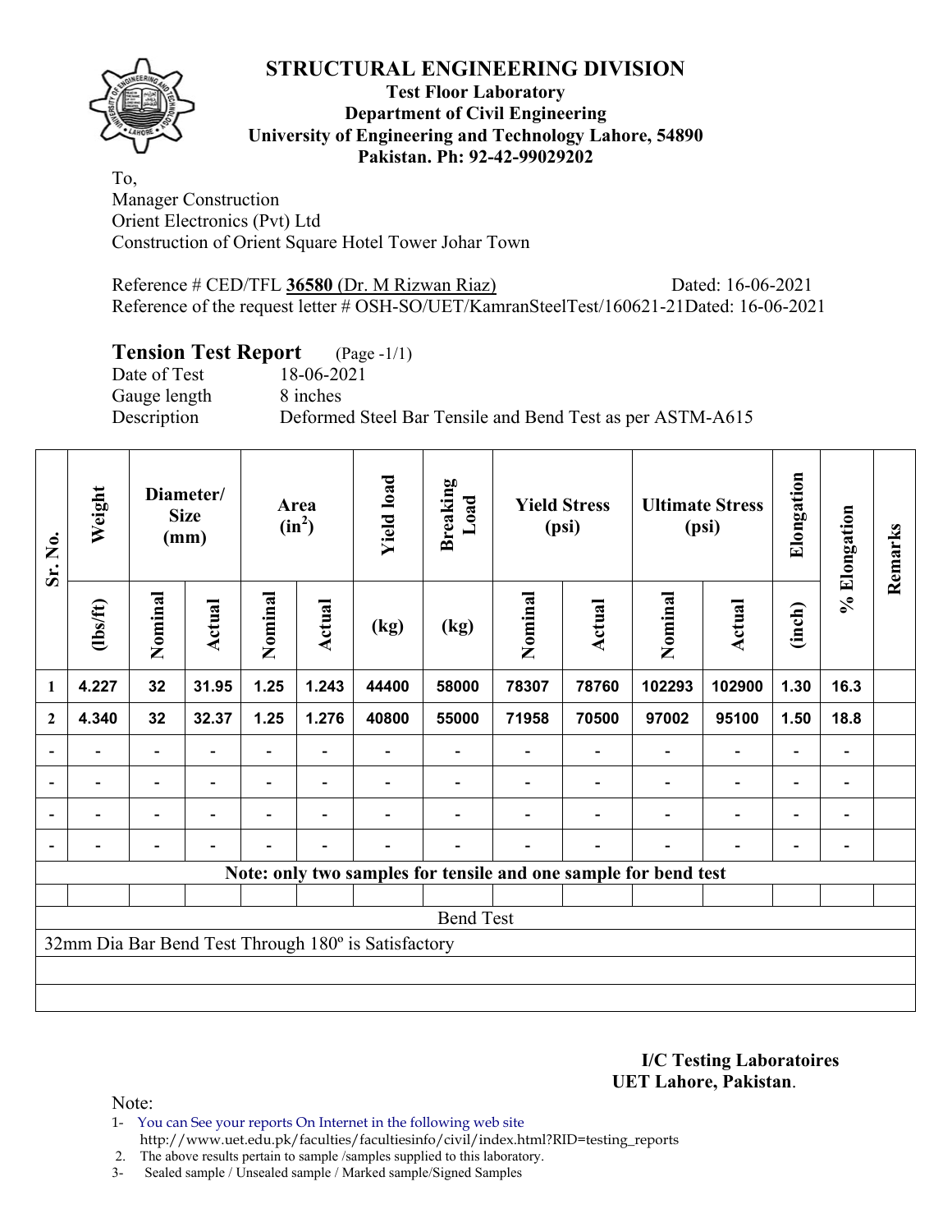# STRUCTURAL ENGINEERING DIVISION

**Test Floor Laboratory**
**Department of Civil Engineering**
**University of Engineering and Technology Lahore, 54890**
**Pakistan. Ph: 92-42-99029202**

To,
Manager Construction
Orient Electronics (Pvt) Ltd
Construction of Orient Square Hotel Tower Johar Town

Reference # CED/TFL **36580** (Dr. M Rizwan Riaz) Dated: 16-06-2021
Reference of the request letter # OSH-SO/UET/KamranSteelTest/160621-21Dated: 16-06-2021

## Tension Test Report (Page -1/1)

Date of Test 18-06-2021
Gauge length 8 inches
Description Deformed Steel Bar Tensile and Bend Test as per ASTM-A615

| Sr. No. | Weight | Diameter/ Size (mm) | | Area ($in^2$) | | Yield load | Breaking Load | Yield Stress (psi) | | Ultimate Stress (psi) | | Elongation | % Elongation | Remarks |
|---|---|---|---|---|---|---|---|---|---|---|---|---|---|---|
| | (lbs/ft) | Nominal | Actual | Nominal | Actual | (kg) | (kg) | Nominal | Actual | Nominal | Actual | (inch) | | |
| 1 | 4.227 | 32 | 31.95 | 1.25 | 1.243 | 44400 | 58000 | 78307 | 78760 | 102293 | 102900 | 1.30 | 16.3 | |
| 2 | 4.340 | 32 | 32.37 | 1.25 | 1.276 | 40800 | 55000 | 71958 | 70500 | 97002 | 95100 | 1.50 | 18.8 | |
| - | - | - | - | - | - | - | - | - | - | - | - | - | - | |
| - | - | - | - | - | - | - | - | - | - | - | - | - | - | |
| - | - | - | - | - | - | - | - | - | - | - | - | - | - | |
| - | - | - | - | - | - | - | - | - | - | - | - | - | - | |
| **Note: only two samples for tensile and one sample for bend test** | | | | | | | | | | | | | | |
| Bend Test | | | | | | | | | | | | | | |
| 32mm Dia Bar Bend Test Through 180º is Satisfactory | | | | | | | | | | | | | | |

**I/C Testing Laboratoires**
**UET Lahore, Pakistan**.

Note:
1- You can See your reports On Internet in the following web site
http://www.uet.edu.pk/faculties/facultiesinfo/civil/index.html?RID=testing_reports
2. The above results pertain to sample /samples supplied to this laboratory.
3- Sealed sample / Unsealed sample / Marked sample/Signed Samples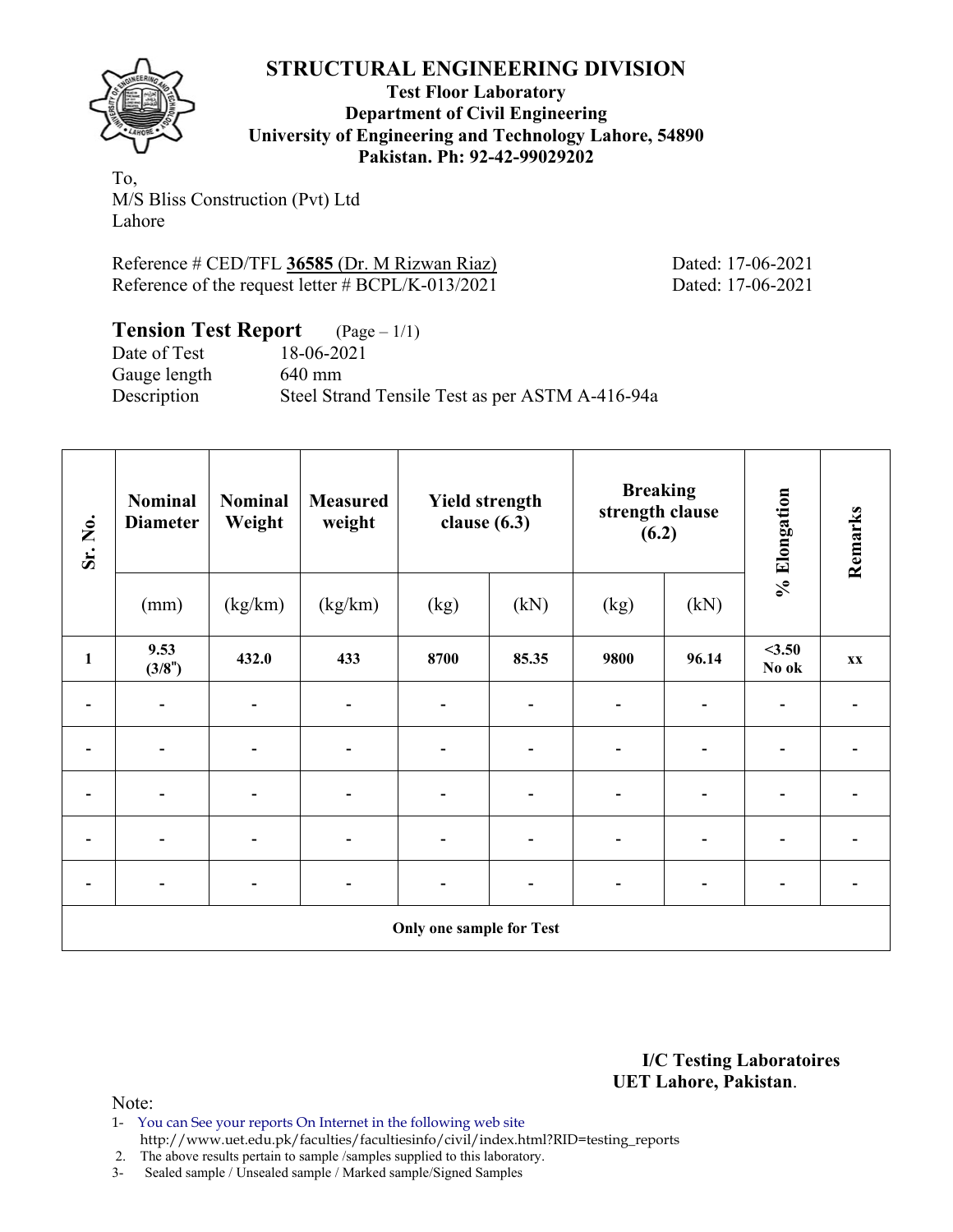# STRUCTURAL ENGINEERING DIVISION

**Test Floor Laboratory**
**Department of Civil Engineering**
**University of Engineering and Technology Lahore, 54890**
**Pakistan. Ph: 92-42-99029202**

To,
M/S Bliss Construction (Pvt) Ltd
Lahore

Reference # CED/TFL **36585** (Dr. M Rizwan Riaz) Dated: 17-06-2021
Reference of the request letter # BCPL/K-013/2021 Dated: 17-06-2021

## Tension Test Report (Page – 1/1)

Date of Test 18-06-2021
Gauge length 640 mm
Description Steel Strand Tensile Test as per ASTM A-416-94a

| Sr. No. | Nominal Diameter | Nominal Weight | Measured weight | Yield strength clause (6.3) | | Breaking strength clause (6.2) | | % Elongation | Remarks |
|---|---|---|---|---|---|---|---|---|---|
| | (mm) | (kg/km) | (kg/km) | (kg) | (kN) | (kg) | (kN) | | |
| **1** | **9.53 (3/8")** | **432.0** | **433** | **8700** | **85.35** | **9800** | **96.14** | **<3.50 No ok** | **xx** |
| - | - | - | - | - | - | - | - | - | - |
| - | - | - | - | - | - | - | - | - | - |
| - | - | - | - | - | - | - | - | - | - |
| - | - | - | - | - | - | - | - | - | - |
| - | - | - | - | - | - | - | - | - | - |
| **Only one sample for Test** | | | | | | | | | |

**I/C Testing Laboratoires**
**UET Lahore, Pakistan**.

Note:
1- You can See your reports On Internet in the following web site
http://www.uet.edu.pk/faculties/facultiesinfo/civil/index.html?RID=testing_reports
2. The above results pertain to sample /samples supplied to this laboratory.
3- Sealed sample / Unsealed sample / Marked sample/Signed Samples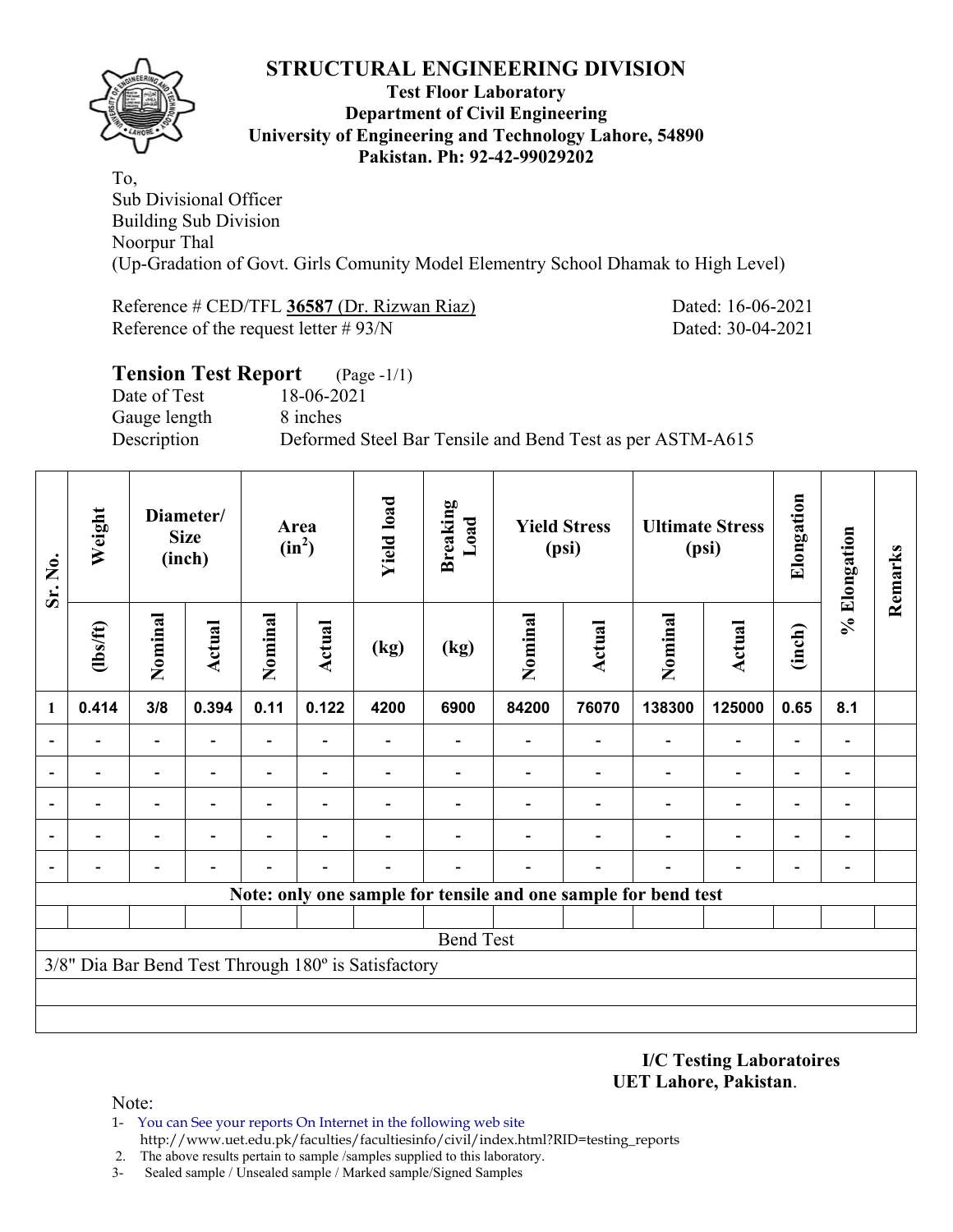# STRUCTURAL ENGINEERING DIVISION

**Test Floor Laboratory**
**Department of Civil Engineering**
**University of Engineering and Technology Lahore, 54890**
**Pakistan. Ph: 92-42-99029202**

To,
Sub Divisional Officer
Building Sub Division
Noorpur Thal
(Up-Gradation of Govt. Girls Comunity Model Elementry School Dhamak to High Level)

Reference # CED/TFL **36587** (Dr. Rizwan Riaz) Dated: 16-06-2021
Reference of the request letter # 93/N Dated: 30-04-2021

## Tension Test Report (Page -1/1)

Date of Test 18-06-2021
Gauge length 8 inches
Description Deformed Steel Bar Tensile and Bend Test as per ASTM-A615

| Sr. No. | Weight | Diameter/ Size (inch) | | Area ($in^2$) | | Yield load | Breaking Load | Yield Stress (psi) | | Ultimate Stress (psi) | | Elongation | % Elongation | Remarks |
|---|---|---|---|---|---|---|---|---|---|---|---|---|---|---|
| | (lbs/ft) | Nominal | Actual | Nominal | Actual | (kg) | (kg) | Nominal | Actual | Nominal | Actual | (inch) | | |
| 1 | 0.414 | 3/8 | 0.394 | 0.11 | 0.122 | 4200 | 6900 | 84200 | 76070 | 138300 | 125000 | 0.65 | 8.1 | |
| - | - | - | - | - | - | - | - | - | - | - | - | - | - | |
| - | - | - | - | - | - | - | - | - | - | - | - | - | - | |
| - | - | - | - | - | - | - | - | - | - | - | - | - | - | |
| - | - | - | - | - | - | - | - | - | - | - | - | - | - | |
| - | - | - | - | - | - | - | - | - | - | - | - | - | - | |
| **Note: only one sample for tensile and one sample for bend test** | | | | | | | | | | | | | | |
| Bend Test | | | | | | | | | | | | | | |
| 3/8" Dia Bar Bend Test Through 180º is Satisfactory | | | | | | | | | | | | | | |

**I/C Testing Laboratoires**
**UET Lahore, Pakistan**.

Note:
1- You can See your reports On Internet in the following web site
http://www.uet.edu.pk/faculties/facultiesinfo/civil/index.html?RID=testing_reports
2. The above results pertain to sample /samples supplied to this laboratory.
3- Sealed sample / Unsealed sample / Marked sample/Signed Samples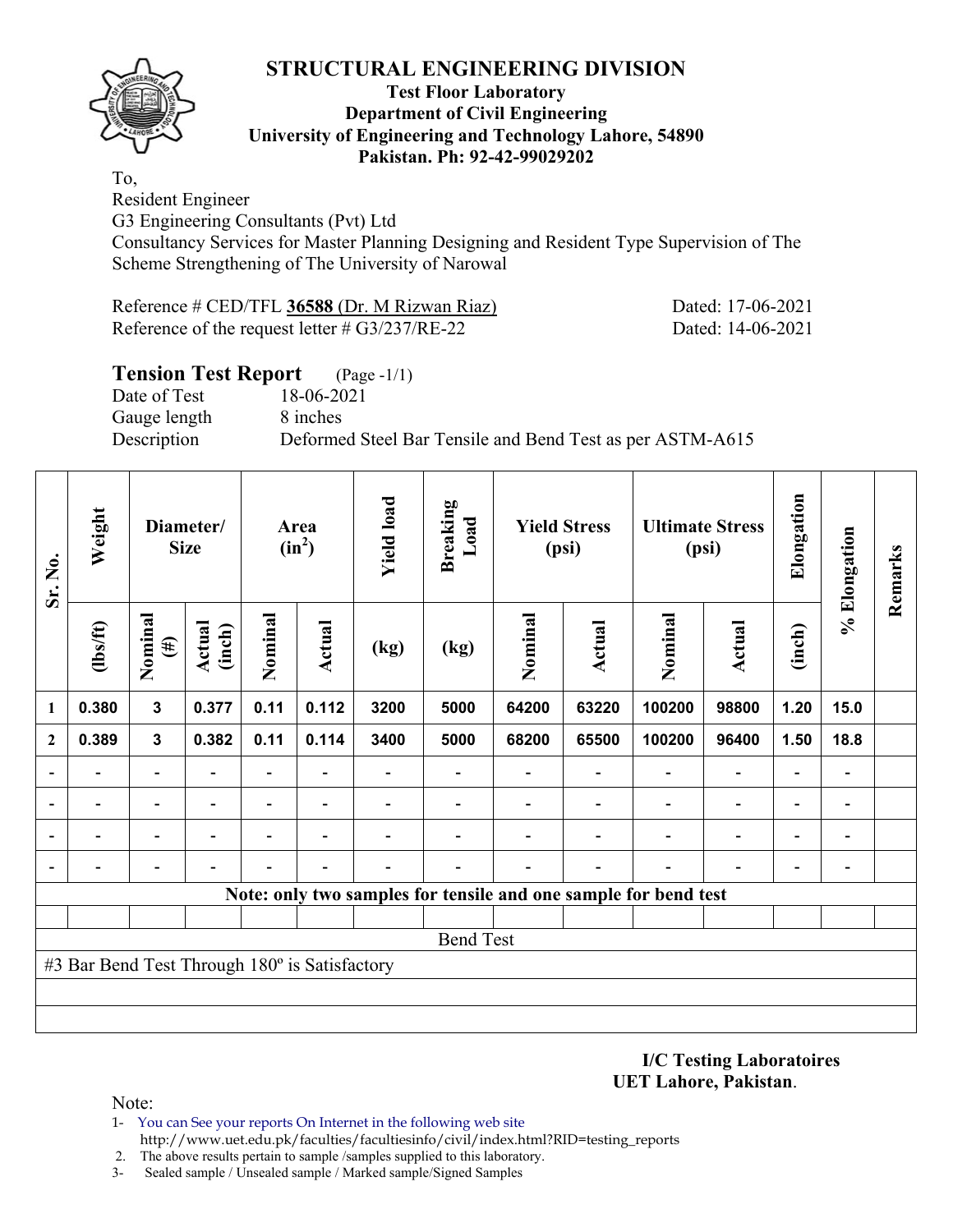# STRUCTURAL ENGINEERING DIVISION

**Test Floor Laboratory**
**Department of Civil Engineering**
**University of Engineering and Technology Lahore, 54890**
**Pakistan. Ph: 92-42-99029202**

To,
Resident Engineer
G3 Engineering Consultants (Pvt) Ltd
Consultancy Services for Master Planning Designing and Resident Type Supervision of The Scheme Strengthening of The University of Narowal

Reference # CED/TFL **36588** (Dr. M Rizwan Riaz) Dated: 17-06-2021
Reference of the request letter # G3/237/RE-22 Dated: 14-06-2021

## Tension Test Report (Page -1/1)

Date of Test 18-06-2021
Gauge length 8 inches
Description Deformed Steel Bar Tensile and Bend Test as per ASTM-A615

| Sr. No. | Weight | Diameter/ Size | | Area ($in^2$) | | Yield load | Breaking Load | Yield Stress (psi) | | Ultimate Stress (psi) | | Elongation | % Elongation | Remarks |
|---|---|---|---|---|---|---|---|---|---|---|---|---|---|---|
| | (lbs/ft) | Nominal (#) | Actual (inch) | Nominal | Actual | (kg) | (kg) | Nominal | Actual | Nominal | Actual | (inch) | | |
| 1 | 0.380 | 3 | 0.377 | 0.11 | 0.112 | 3200 | 5000 | 64200 | 63220 | 100200 | 98800 | 1.20 | 15.0 | |
| 2 | 0.389 | 3 | 0.382 | 0.11 | 0.114 | 3400 | 5000 | 68200 | 65500 | 100200 | 96400 | 1.50 | 18.8 | |
| - | - | - | - | - | - | - | - | - | - | - | - | - | - | |
| - | - | - | - | - | - | - | - | - | - | - | - | - | - | |
| - | - | - | - | - | - | - | - | - | - | - | - | - | - | |
| - | - | - | - | - | - | - | - | - | - | - | - | - | - | |

**Note: only two samples for tensile and one sample for bend test**

Bend Test

#3 Bar Bend Test Through 180º is Satisfactory

**I/C Testing Laboratoires**
**UET Lahore, Pakistan**.

Note:
1- You can See your reports On Internet in the following web site
http://www.uet.edu.pk/faculties/facultiesinfo/civil/index.html?RID=testing_reports
2. The above results pertain to sample /samples supplied to this laboratory.
3- Sealed sample / Unsealed sample / Marked sample/Signed Samples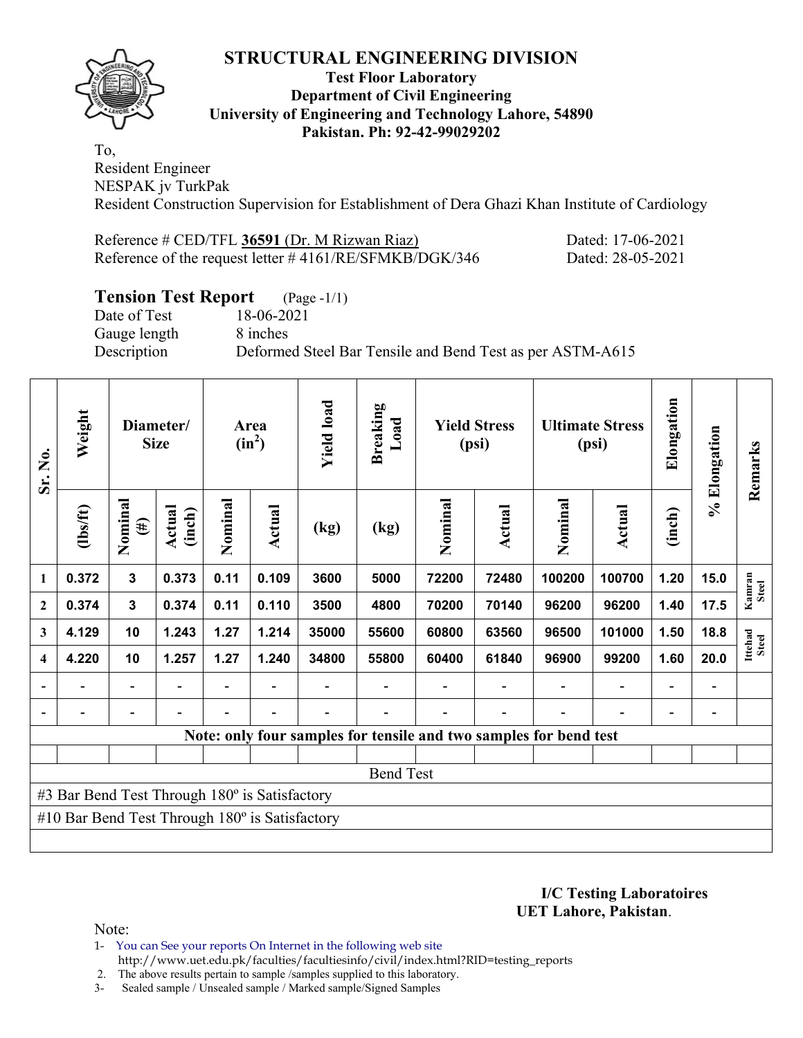# STRUCTURAL ENGINEERING DIVISION

**Test Floor Laboratory**
**Department of Civil Engineering**
**University of Engineering and Technology Lahore, 54890**
**Pakistan. Ph: 92-42-99029202**

To,
Resident Engineer
NESPAK jv TurkPak
Resident Construction Supervision for Establishment of Dera Ghazi Khan Institute of Cardiology

Reference # CED/TFL **36591** (Dr. M Rizwan Riaz) Dated: 17-06-2021
Reference of the request letter # 4161/RE/SFMKB/DGK/346 Dated: 28-05-2021

## Tension Test Report (Page -1/1)

Date of Test 18-06-2021
Gauge length 8 inches
Description Deformed Steel Bar Tensile and Bend Test as per ASTM-A615

| Sr. No. | Weight | Diameter/ Size | | Area ($in^2$) | | Yield load | Breaking Load | Yield Stress (psi) | | Ultimate Stress (psi) | | Elongation | % Elongation | Remarks |
|---|---|---|---|---|---|---|---|---|---|---|---|---|---|---|
| | (lbs/ft) | Nominal (#) | Actual (inch) | Nominal | Actual | (kg) | (kg) | Nominal | Actual | Nominal | Actual | (inch) | | |
| 1 | 0.372 | 3 | 0.373 | 0.11 | 0.109 | 3600 | 5000 | 72200 | 72480 | 100200 | 100700 | 1.20 | 15.0 | Kamran Steel |
| 2 | 0.374 | 3 | 0.374 | 0.11 | 0.110 | 3500 | 4800 | 70200 | 70140 | 96200 | 96200 | 1.40 | 17.5 | |
| 3 | 4.129 | 10 | 1.243 | 1.27 | 1.214 | 35000 | 55600 | 60800 | 63560 | 96500 | 101000 | 1.50 | 18.8 | Ittehad Steel |
| 4 | 4.220 | 10 | 1.257 | 1.27 | 1.240 | 34800 | 55800 | 60400 | 61840 | 96900 | 99200 | 1.60 | 20.0 | |
| - | - | - | - | - | - | - | - | - | - | - | - | - | - | |
| - | - | - | - | - | - | - | - | - | - | - | - | - | - | |
| Note: only four samples for tensile and two samples for bend test | | | | | | | | | | | | | | |
| Bend Test | | | | | | | | | | | | | | |
| #3 Bar Bend Test Through 180º is Satisfactory | | | | | | | | | | | | | | |
| #10 Bar Bend Test Through 180º is Satisfactory | | | | | | | | | | | | | | |

**I/C Testing Laboratoires**
**UET Lahore, Pakistan**.

Note:
1- You can See your reports On Internet in the following web site
http://www.uet.edu.pk/faculties/facultiesinfo/civil/index.html?RID=testing_reports
2. The above results pertain to sample /samples supplied to this laboratory.
3- Sealed sample / Unsealed sample / Marked sample/Signed Samples